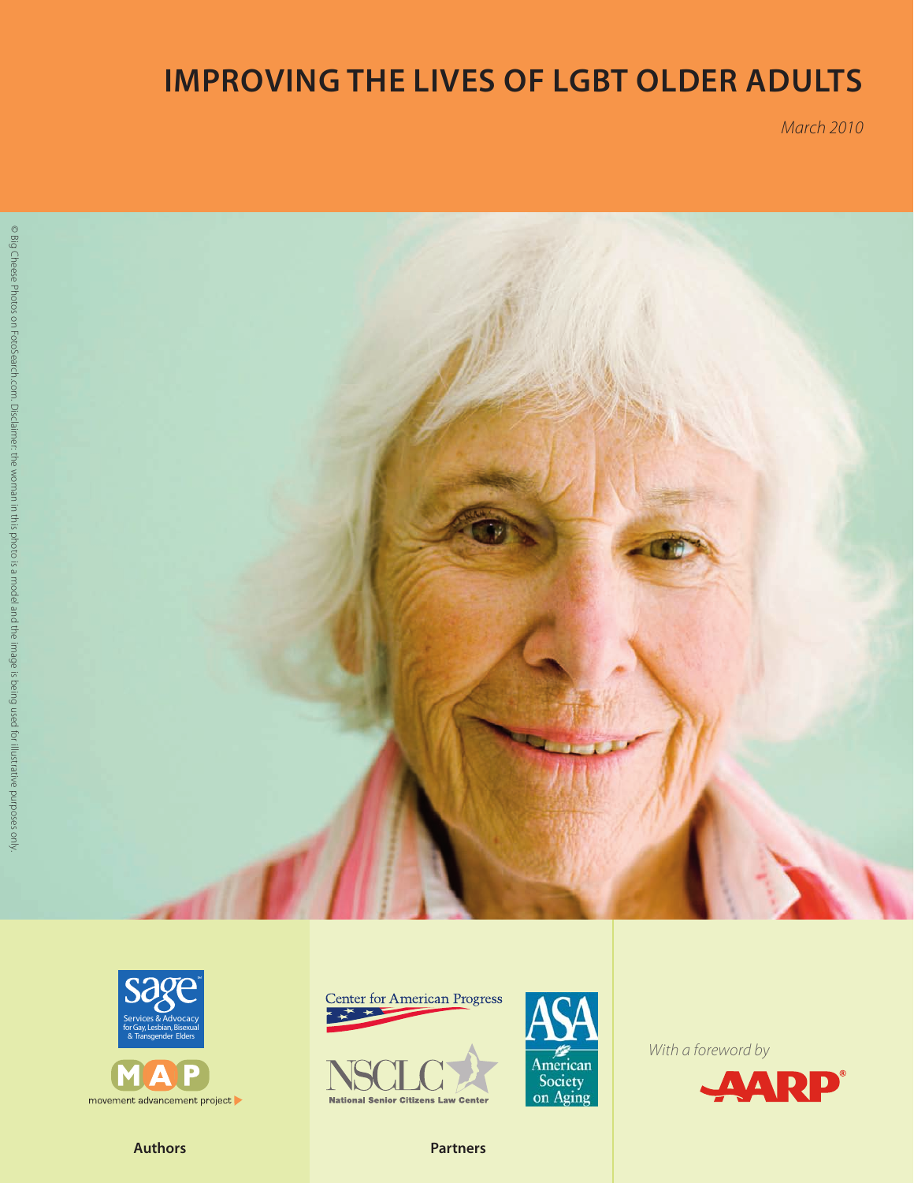# IMPROVING THE LIVES OF LGBT OLDER ADULTS

*March 2010*

© Big Cheese Photos on FotoSearch.com. Disclaimer: the woman in this photo is a model and the image is being used for illustrative purposes only.

sage
Services & Advocacy for Gay, Lesbian, Bisexual & Transgender Elders

MAP
movement advancement project

**Authors**

Center for American Progress

NSCLC
National Senior Citizens Law Center

ASA
American Society on Aging

**Partners**

*With a foreword by*

AARP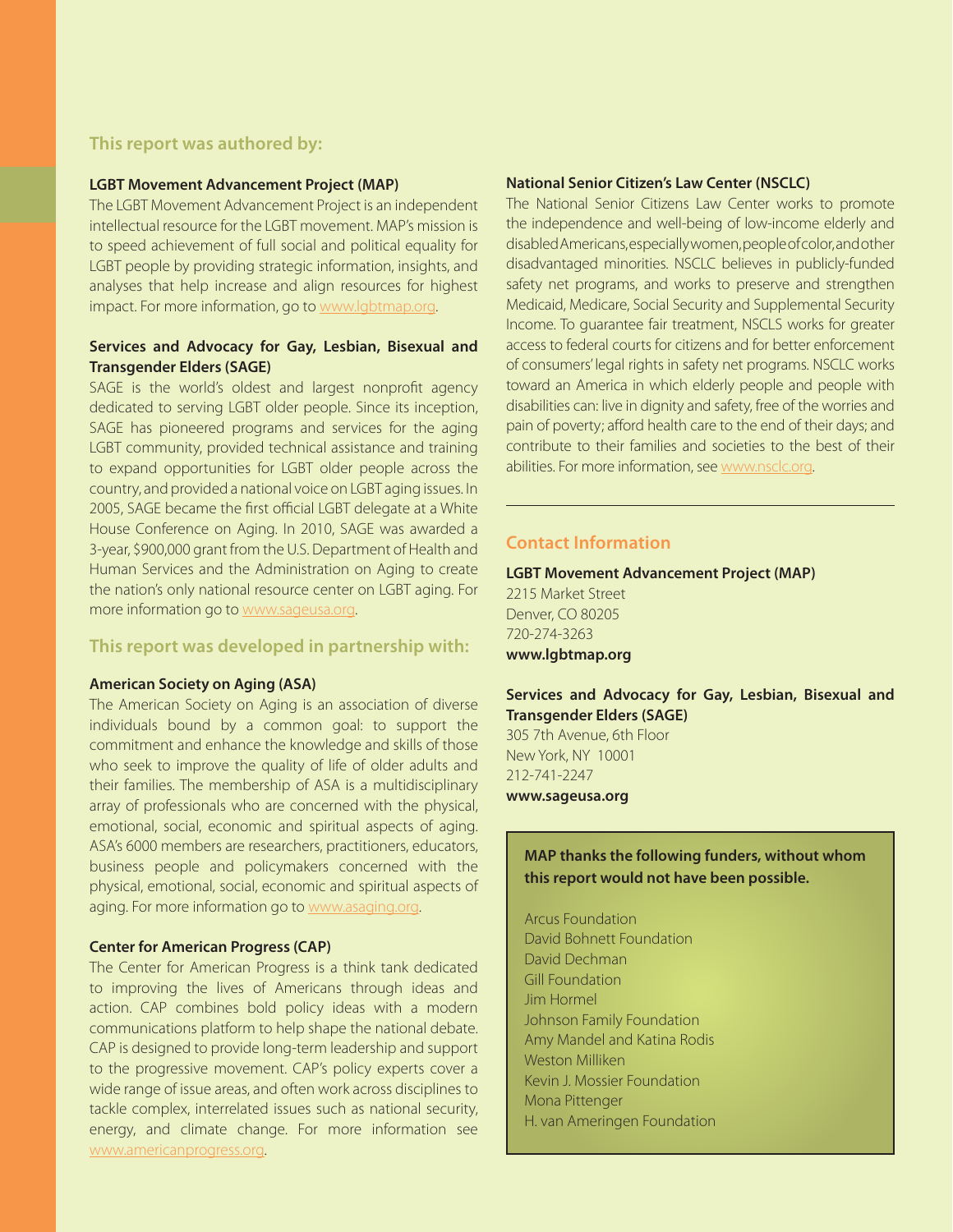## This report was authored by:

**LGBT Movement Advancement Project (MAP)**

The LGBT Movement Advancement Project is an independent intellectual resource for the LGBT movement. MAP's mission is to speed achievement of full social and political equality for LGBT people by providing strategic information, insights, and analyses that help increase and align resources for highest impact. For more information, go to www.lgbtmap.org.

**Services and Advocacy for Gay, Lesbian, Bisexual and Transgender Elders (SAGE)**

SAGE is the world's oldest and largest nonprofit agency dedicated to serving LGBT older people. Since its inception, SAGE has pioneered programs and services for the aging LGBT community, provided technical assistance and training to expand opportunities for LGBT older people across the country, and provided a national voice on LGBT aging issues. In 2005, SAGE became the first official LGBT delegate at a White House Conference on Aging. In 2010, SAGE was awarded a 3-year, $900,000 grant from the U.S. Department of Health and Human Services and the Administration on Aging to create the nation's only national resource center on LGBT aging. For more information go to www.sageusa.org.

## This report was developed in partnership with:

**American Society on Aging (ASA)**

The American Society on Aging is an association of diverse individuals bound by a common goal: to support the commitment and enhance the knowledge and skills of those who seek to improve the quality of life of older adults and their families. The membership of ASA is a multidisciplinary array of professionals who are concerned with the physical, emotional, social, economic and spiritual aspects of aging. ASA's 6000 members are researchers, practitioners, educators, business people and policymakers concerned with the physical, emotional, social, economic and spiritual aspects of aging. For more information go to www.asaging.org.

**Center for American Progress (CAP)**

The Center for American Progress is a think tank dedicated to improving the lives of Americans through ideas and action. CAP combines bold policy ideas with a modern communications platform to help shape the national debate. CAP is designed to provide long-term leadership and support to the progressive movement. CAP's policy experts cover a wide range of issue areas, and often work across disciplines to tackle complex, interrelated issues such as national security, energy, and climate change. For more information see www.americanprogress.org.

**National Senior Citizen's Law Center (NSCLC)**

The National Senior Citizens Law Center works to promote the independence and well-being of low-income elderly and disabled Americans, especially women, people of color, and other disadvantaged minorities. NSCLC believes in publicly-funded safety net programs, and works to preserve and strengthen Medicaid, Medicare, Social Security and Supplemental Security Income. To guarantee fair treatment, NSCLS works for greater access to federal courts for citizens and for better enforcement of consumers' legal rights in safety net programs. NSCLC works toward an America in which elderly people and people with disabilities can: live in dignity and safety, free of the worries and pain of poverty; afford health care to the end of their days; and contribute to their families and societies to the best of their abilities. For more information, see www.nsclc.org.

## Contact Information

**LGBT Movement Advancement Project (MAP)**
2215 Market Street
Denver, CO 80205
720-274-3263
**www.lgbtmap.org**

**Services and Advocacy for Gay, Lesbian, Bisexual and Transgender Elders (SAGE)**
305 7th Avenue, 6th Floor
New York, NY 10001
212-741-2247
**www.sageusa.org**

**MAP thanks the following funders, without whom this report would not have been possible.**

Arcus Foundation
David Bohnett Foundation
David Dechman
Gill Foundation
Jim Hormel
Johnson Family Foundation
Amy Mandel and Katina Rodis
Weston Milliken
Kevin J. Mossier Foundation
Mona Pittenger
H. van Ameringen Foundation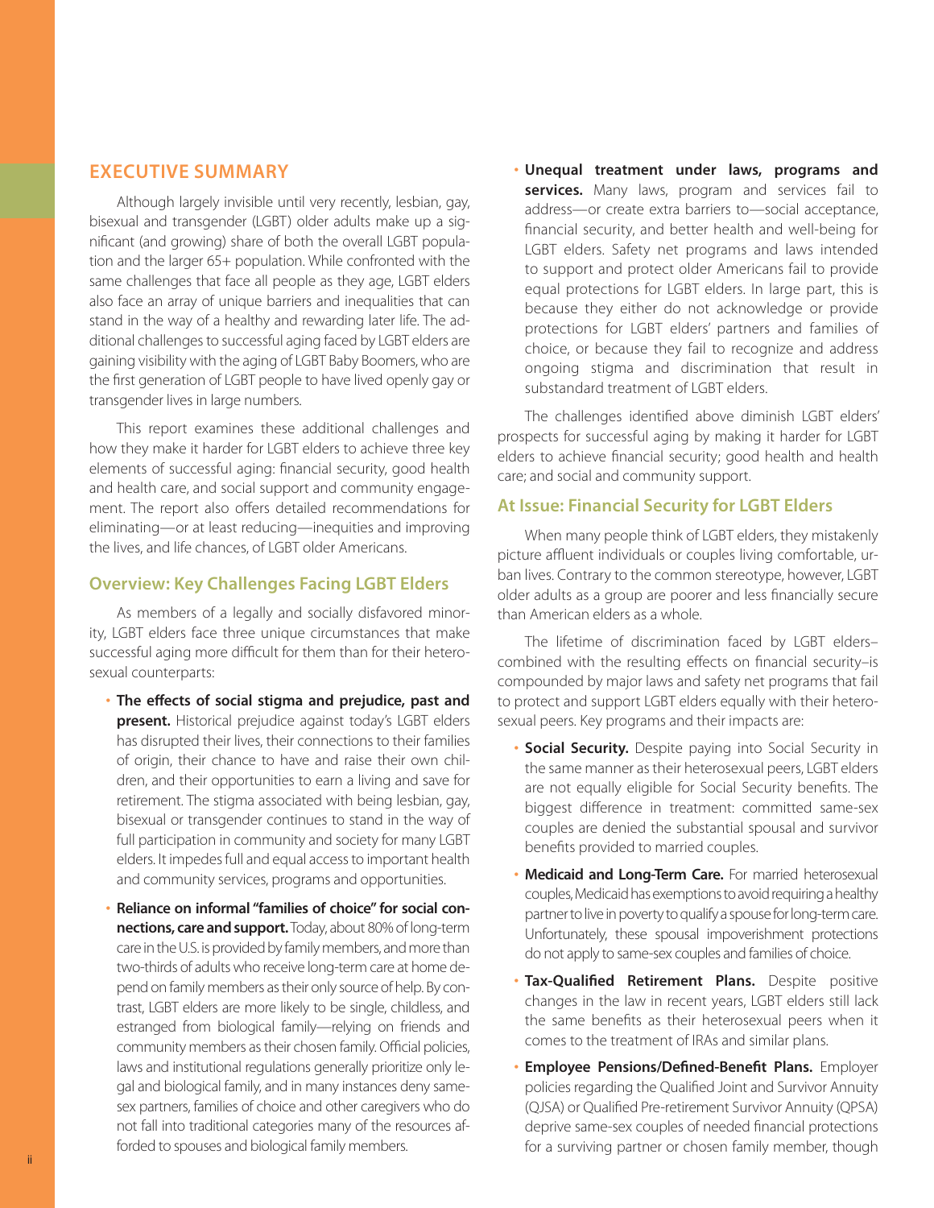## EXECUTIVE SUMMARY

Although largely invisible until very recently, lesbian, gay, bisexual and transgender (LGBT) older adults make up a significant (and growing) share of both the overall LGBT population and the larger 65+ population. While confronted with the same challenges that face all people as they age, LGBT elders also face an array of unique barriers and inequalities that can stand in the way of a healthy and rewarding later life. The additional challenges to successful aging faced by LGBT elders are gaining visibility with the aging of LGBT Baby Boomers, who are the first generation of LGBT people to have lived openly gay or transgender lives in large numbers.

This report examines these additional challenges and how they make it harder for LGBT elders to achieve three key elements of successful aging: financial security, good health and health care, and social support and community engagement. The report also offers detailed recommendations for eliminating—or at least reducing—inequities and improving the lives, and life chances, of LGBT older Americans.

### Overview: Key Challenges Facing LGBT Elders

As members of a legally and socially disfavored minority, LGBT elders face three unique circumstances that make successful aging more difficult for them than for their heterosexual counterparts:

- **The effects of social stigma and prejudice, past and present.** Historical prejudice against today's LGBT elders has disrupted their lives, their connections to their families of origin, their chance to have and raise their own children, and their opportunities to earn a living and save for retirement. The stigma associated with being lesbian, gay, bisexual or transgender continues to stand in the way of full participation in community and society for many LGBT elders. It impedes full and equal access to important health and community services, programs and opportunities.
- **Reliance on informal "families of choice" for social connections, care and support.** Today, about 80% of long-term care in the U.S. is provided by family members, and more than two-thirds of adults who receive long-term care at home depend on family members as their only source of help. By contrast, LGBT elders are more likely to be single, childless, and estranged from biological family—relying on friends and community members as their chosen family. Official policies, laws and institutional regulations generally prioritize only legal and biological family, and in many instances deny same-sex partners, families of choice and other caregivers who do not fall into traditional categories many of the resources afforded to spouses and biological family members.
- **Unequal treatment under laws, programs and services.** Many laws, program and services fail to address—or create extra barriers to—social acceptance, financial security, and better health and well-being for LGBT elders. Safety net programs and laws intended to support and protect older Americans fail to provide equal protections for LGBT elders. In large part, this is because they either do not acknowledge or provide protections for LGBT elders' partners and families of choice, or because they fail to recognize and address ongoing stigma and discrimination that result in substandard treatment of LGBT elders.

The challenges identified above diminish LGBT elders' prospects for successful aging by making it harder for LGBT elders to achieve financial security; good health and health care; and social and community support.

### At Issue: Financial Security for LGBT Elders

When many people think of LGBT elders, they mistakenly picture affluent individuals or couples living comfortable, urban lives. Contrary to the common stereotype, however, LGBT older adults as a group are poorer and less financially secure than American elders as a whole.

The lifetime of discrimination faced by LGBT elders–combined with the resulting effects on financial security–is compounded by major laws and safety net programs that fail to protect and support LGBT elders equally with their heterosexual peers. Key programs and their impacts are:

- **Social Security.** Despite paying into Social Security in the same manner as their heterosexual peers, LGBT elders are not equally eligible for Social Security benefits. The biggest difference in treatment: committed same-sex couples are denied the substantial spousal and survivor benefits provided to married couples.
- **Medicaid and Long-Term Care.** For married heterosexual couples, Medicaid has exemptions to avoid requiring a healthy partner to live in poverty to qualify a spouse for long-term care. Unfortunately, these spousal impoverishment protections do not apply to same-sex couples and families of choice.
- **Tax-Qualified Retirement Plans.** Despite positive changes in the law in recent years, LGBT elders still lack the same benefits as their heterosexual peers when it comes to the treatment of IRAs and similar plans.
- **Employee Pensions/Defined-Benefit Plans.** Employer policies regarding the Qualified Joint and Survivor Annuity (QJSA) or Qualified Pre-retirement Survivor Annuity (QPSA) deprive same-sex couples of needed financial protections for a surviving partner or chosen family member, though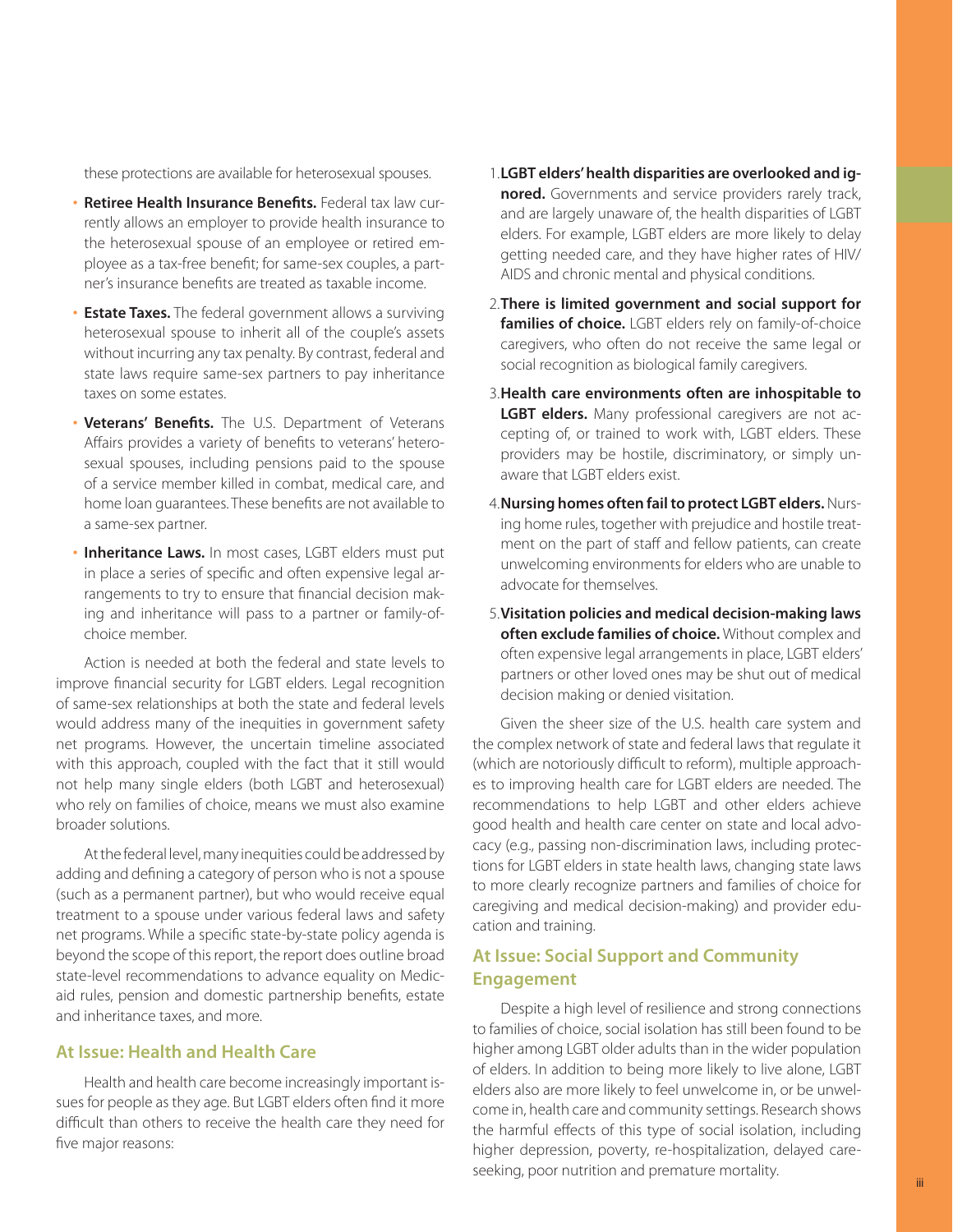these protections are available for heterosexual spouses.

- **Retiree Health Insurance Benefits.** Federal tax law currently allows an employer to provide health insurance to the heterosexual spouse of an employee or retired employee as a tax-free benefit; for same-sex couples, a partner's insurance benefits are treated as taxable income.
- **Estate Taxes.** The federal government allows a surviving heterosexual spouse to inherit all of the couple's assets without incurring any tax penalty. By contrast, federal and state laws require same-sex partners to pay inheritance taxes on some estates.
- **Veterans' Benefits.** The U.S. Department of Veterans Affairs provides a variety of benefits to veterans' heterosexual spouses, including pensions paid to the spouse of a service member killed in combat, medical care, and home loan guarantees. These benefits are not available to a same-sex partner.
- **Inheritance Laws.** In most cases, LGBT elders must put in place a series of specific and often expensive legal arrangements to try to ensure that financial decision making and inheritance will pass to a partner or family-of-choice member.

Action is needed at both the federal and state levels to improve financial security for LGBT elders. Legal recognition of same-sex relationships at both the state and federal levels would address many of the inequities in government safety net programs. However, the uncertain timeline associated with this approach, coupled with the fact that it still would not help many single elders (both LGBT and heterosexual) who rely on families of choice, means we must also examine broader solutions.

At the federal level, many inequities could be addressed by adding and defining a category of person who is not a spouse (such as a permanent partner), but who would receive equal treatment to a spouse under various federal laws and safety net programs. While a specific state-by-state policy agenda is beyond the scope of this report, the report does outline broad state-level recommendations to advance equality on Medicaid rules, pension and domestic partnership benefits, estate and inheritance taxes, and more.

## At Issue: Health and Health Care

Health and health care become increasingly important issues for people as they age. But LGBT elders often find it more difficult than others to receive the health care they need for five major reasons:

1. **LGBT elders' health disparities are overlooked and ignored.** Governments and service providers rarely track, and are largely unaware of, the health disparities of LGBT elders. For example, LGBT elders are more likely to delay getting needed care, and they have higher rates of HIV/AIDS and chronic mental and physical conditions.
2. **There is limited government and social support for families of choice.** LGBT elders rely on family-of-choice caregivers, who often do not receive the same legal or social recognition as biological family caregivers.
3. **Health care environments often are inhospitable to LGBT elders.** Many professional caregivers are not accepting of, or trained to work with, LGBT elders. These providers may be hostile, discriminatory, or simply unaware that LGBT elders exist.
4. **Nursing homes often fail to protect LGBT elders.** Nursing home rules, together with prejudice and hostile treatment on the part of staff and fellow patients, can create unwelcoming environments for elders who are unable to advocate for themselves.
5. **Visitation policies and medical decision-making laws often exclude families of choice.** Without complex and often expensive legal arrangements in place, LGBT elders' partners or other loved ones may be shut out of medical decision making or denied visitation.

Given the sheer size of the U.S. health care system and the complex network of state and federal laws that regulate it (which are notoriously difficult to reform), multiple approaches to improving health care for LGBT elders are needed. The recommendations to help LGBT and other elders achieve good health and health care center on state and local advocacy (e.g., passing non-discrimination laws, including protections for LGBT elders in state health laws, changing state laws to more clearly recognize partners and families of choice for caregiving and medical decision-making) and provider education and training.

## At Issue: Social Support and Community Engagement

Despite a high level of resilience and strong connections to families of choice, social isolation has still been found to be higher among LGBT older adults than in the wider population of elders. In addition to being more likely to live alone, LGBT elders also are more likely to feel unwelcome in, or be unwelcome in, health care and community settings. Research shows the harmful effects of this type of social isolation, including higher depression, poverty, re-hospitalization, delayed care-seeking, poor nutrition and premature mortality.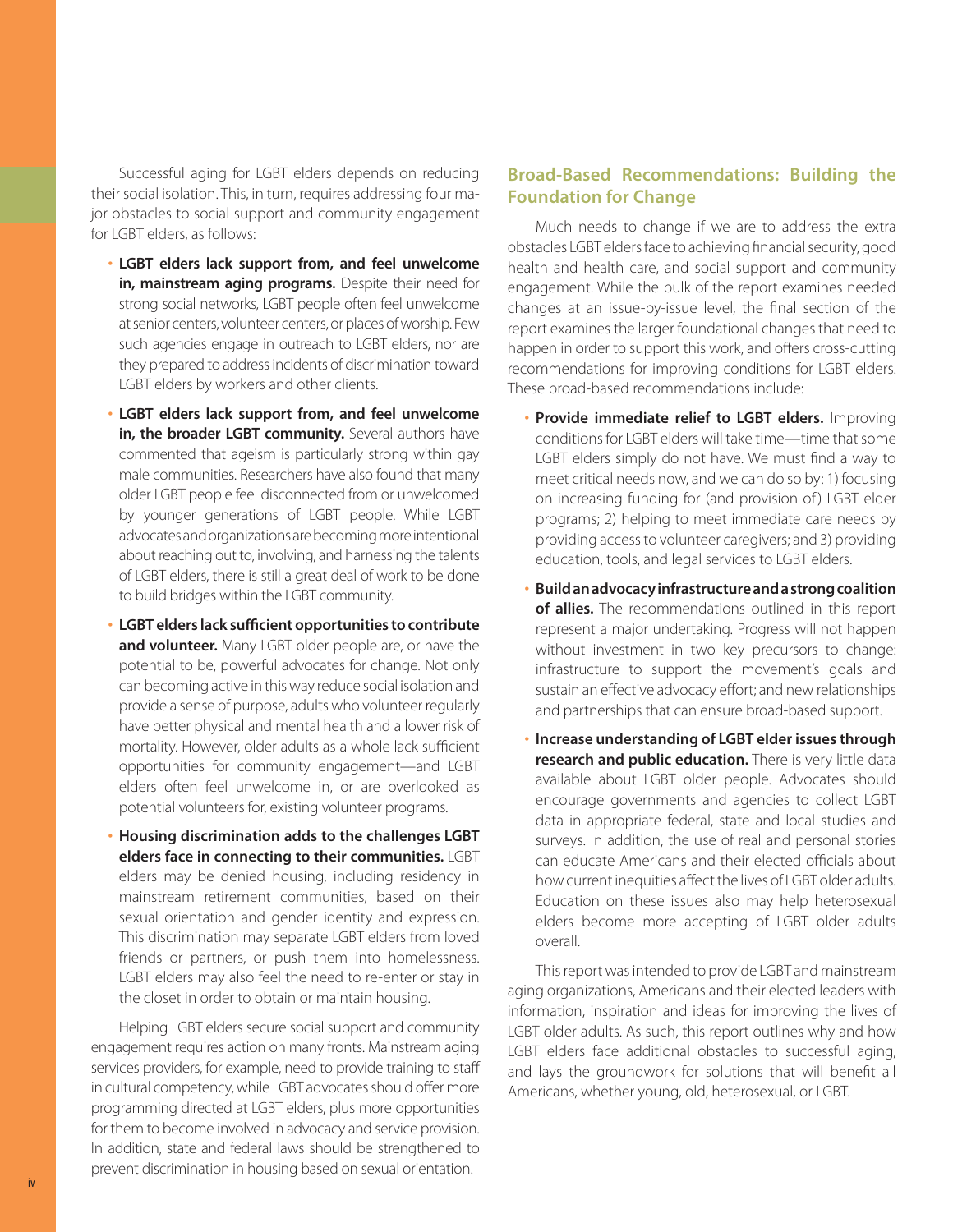Successful aging for LGBT elders depends on reducing their social isolation. This, in turn, requires addressing four major obstacles to social support and community engagement for LGBT elders, as follows:

- **LGBT elders lack support from, and feel unwelcome in, mainstream aging programs.** Despite their need for strong social networks, LGBT people often feel unwelcome at senior centers, volunteer centers, or places of worship. Few such agencies engage in outreach to LGBT elders, nor are they prepared to address incidents of discrimination toward LGBT elders by workers and other clients.
- **LGBT elders lack support from, and feel unwelcome in, the broader LGBT community.** Several authors have commented that ageism is particularly strong within gay male communities. Researchers have also found that many older LGBT people feel disconnected from or unwelcomed by younger generations of LGBT people. While LGBT advocates and organizations are becoming more intentional about reaching out to, involving, and harnessing the talents of LGBT elders, there is still a great deal of work to be done to build bridges within the LGBT community.
- **LGBT elders lack sufficient opportunities to contribute and volunteer.** Many LGBT older people are, or have the potential to be, powerful advocates for change. Not only can becoming active in this way reduce social isolation and provide a sense of purpose, adults who volunteer regularly have better physical and mental health and a lower risk of mortality. However, older adults as a whole lack sufficient opportunities for community engagement—and LGBT elders often feel unwelcome in, or are overlooked as potential volunteers for, existing volunteer programs.
- **Housing discrimination adds to the challenges LGBT elders face in connecting to their communities.** LGBT elders may be denied housing, including residency in mainstream retirement communities, based on their sexual orientation and gender identity and expression. This discrimination may separate LGBT elders from loved friends or partners, or push them into homelessness. LGBT elders may also feel the need to re-enter or stay in the closet in order to obtain or maintain housing.

Helping LGBT elders secure social support and community engagement requires action on many fronts. Mainstream aging services providers, for example, need to provide training to staff in cultural competency, while LGBT advocates should offer more programming directed at LGBT elders, plus more opportunities for them to become involved in advocacy and service provision. In addition, state and federal laws should be strengthened to prevent discrimination in housing based on sexual orientation.

## Broad-Based Recommendations: Building the Foundation for Change

Much needs to change if we are to address the extra obstacles LGBT elders face to achieving financial security, good health and health care, and social support and community engagement. While the bulk of the report examines needed changes at an issue-by-issue level, the final section of the report examines the larger foundational changes that need to happen in order to support this work, and offers cross-cutting recommendations for improving conditions for LGBT elders. These broad-based recommendations include:

- **Provide immediate relief to LGBT elders.** Improving conditions for LGBT elders will take time—time that some LGBT elders simply do not have. We must find a way to meet critical needs now, and we can do so by: 1) focusing on increasing funding for (and provision of) LGBT elder programs; 2) helping to meet immediate care needs by providing access to volunteer caregivers; and 3) providing education, tools, and legal services to LGBT elders.
- **Build an advocacy infrastructure and a strong coalition of allies.** The recommendations outlined in this report represent a major undertaking. Progress will not happen without investment in two key precursors to change: infrastructure to support the movement's goals and sustain an effective advocacy effort; and new relationships and partnerships that can ensure broad-based support.
- **Increase understanding of LGBT elder issues through research and public education.** There is very little data available about LGBT older people. Advocates should encourage governments and agencies to collect LGBT data in appropriate federal, state and local studies and surveys. In addition, the use of real and personal stories can educate Americans and their elected officials about how current inequities affect the lives of LGBT older adults. Education on these issues also may help heterosexual elders become more accepting of LGBT older adults overall.

This report was intended to provide LGBT and mainstream aging organizations, Americans and their elected leaders with information, inspiration and ideas for improving the lives of LGBT older adults. As such, this report outlines why and how LGBT elders face additional obstacles to successful aging, and lays the groundwork for solutions that will benefit all Americans, whether young, old, heterosexual, or LGBT.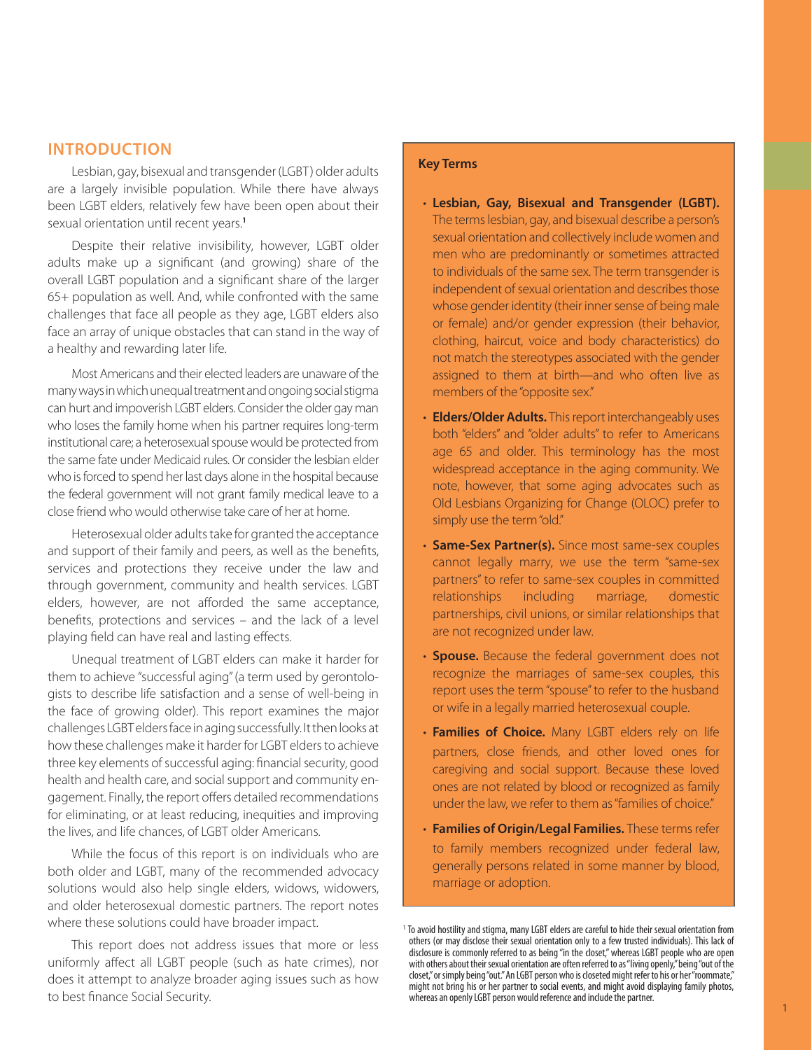## INTRODUCTION

Lesbian, gay, bisexual and transgender (LGBT) older adults are a largely invisible population. While there have always been LGBT elders, relatively few have been open about their sexual orientation until recent years.[1]

Despite their relative invisibility, however, LGBT older adults make up a significant (and growing) share of the overall LGBT population and a significant share of the larger 65+ population as well. And, while confronted with the same challenges that face all people as they age, LGBT elders also face an array of unique obstacles that can stand in the way of a healthy and rewarding later life.

Most Americans and their elected leaders are unaware of the many ways in which unequal treatment and ongoing social stigma can hurt and impoverish LGBT elders. Consider the older gay man who loses the family home when his partner requires long-term institutional care; a heterosexual spouse would be protected from the same fate under Medicaid rules. Or consider the lesbian elder who is forced to spend her last days alone in the hospital because the federal government will not grant family medical leave to a close friend who would otherwise take care of her at home.

Heterosexual older adults take for granted the acceptance and support of their family and peers, as well as the benefits, services and protections they receive under the law and through government, community and health services. LGBT elders, however, are not afforded the same acceptance, benefits, protections and services – and the lack of a level playing field can have real and lasting effects.

Unequal treatment of LGBT elders can make it harder for them to achieve "successful aging" (a term used by gerontologists to describe life satisfaction and a sense of well-being in the face of growing older). This report examines the major challenges LGBT elders face in aging successfully. It then looks at how these challenges make it harder for LGBT elders to achieve three key elements of successful aging: financial security, good health and health care, and social support and community engagement. Finally, the report offers detailed recommendations for eliminating, or at least reducing, inequities and improving the lives, and life chances, of LGBT older Americans.

While the focus of this report is on individuals who are both older and LGBT, many of the recommended advocacy solutions would also help single elders, widows, widowers, and older heterosexual domestic partners. The report notes where these solutions could have broader impact.

This report does not address issues that more or less uniformly affect all LGBT people (such as hate crimes), nor does it attempt to analyze broader aging issues such as how to best finance Social Security.

**Key Terms**

- **Lesbian, Gay, Bisexual and Transgender (LGBT).** The terms lesbian, gay, and bisexual describe a person's sexual orientation and collectively include women and men who are predominantly or sometimes attracted to individuals of the same sex. The term transgender is independent of sexual orientation and describes those whose gender identity (their inner sense of being male or female) and/or gender expression (their behavior, clothing, haircut, voice and body characteristics) do not match the stereotypes associated with the gender assigned to them at birth—and who often live as members of the "opposite sex."
- **Elders/Older Adults.** This report interchangeably uses both "elders" and "older adults" to refer to Americans age 65 and older. This terminology has the most widespread acceptance in the aging community. We note, however, that some aging advocates such as Old Lesbians Organizing for Change (OLOC) prefer to simply use the term "old."
- **Same-Sex Partner(s).** Since most same-sex couples cannot legally marry, we use the term "same-sex partners" to refer to same-sex couples in committed relationships including marriage, domestic partnerships, civil unions, or similar relationships that are not recognized under law.
- **Spouse.** Because the federal government does not recognize the marriages of same-sex couples, this report uses the term "spouse" to refer to the husband or wife in a legally married heterosexual couple.
- **Families of Choice.** Many LGBT elders rely on life partners, close friends, and other loved ones for caregiving and social support. Because these loved ones are not related by blood or recognized as family under the law, we refer to them as "families of choice."
- **Families of Origin/Legal Families.** These terms refer to family members recognized under federal law, generally persons related in some manner by blood, marriage or adoption.

[1] To avoid hostility and stigma, many LGBT elders are careful to hide their sexual orientation from others (or may disclose their sexual orientation only to a few trusted individuals). This lack of disclosure is commonly referred to as being "in the closet," whereas LGBT people who are open with others about their sexual orientation are often referred to as "living openly," being "out of the closet," or simply being "out." An LGBT person who is closeted might refer to his or her "roommate," might not bring his or her partner to social events, and might avoid displaying family photos, whereas an openly LGBT person would reference and include the partner.